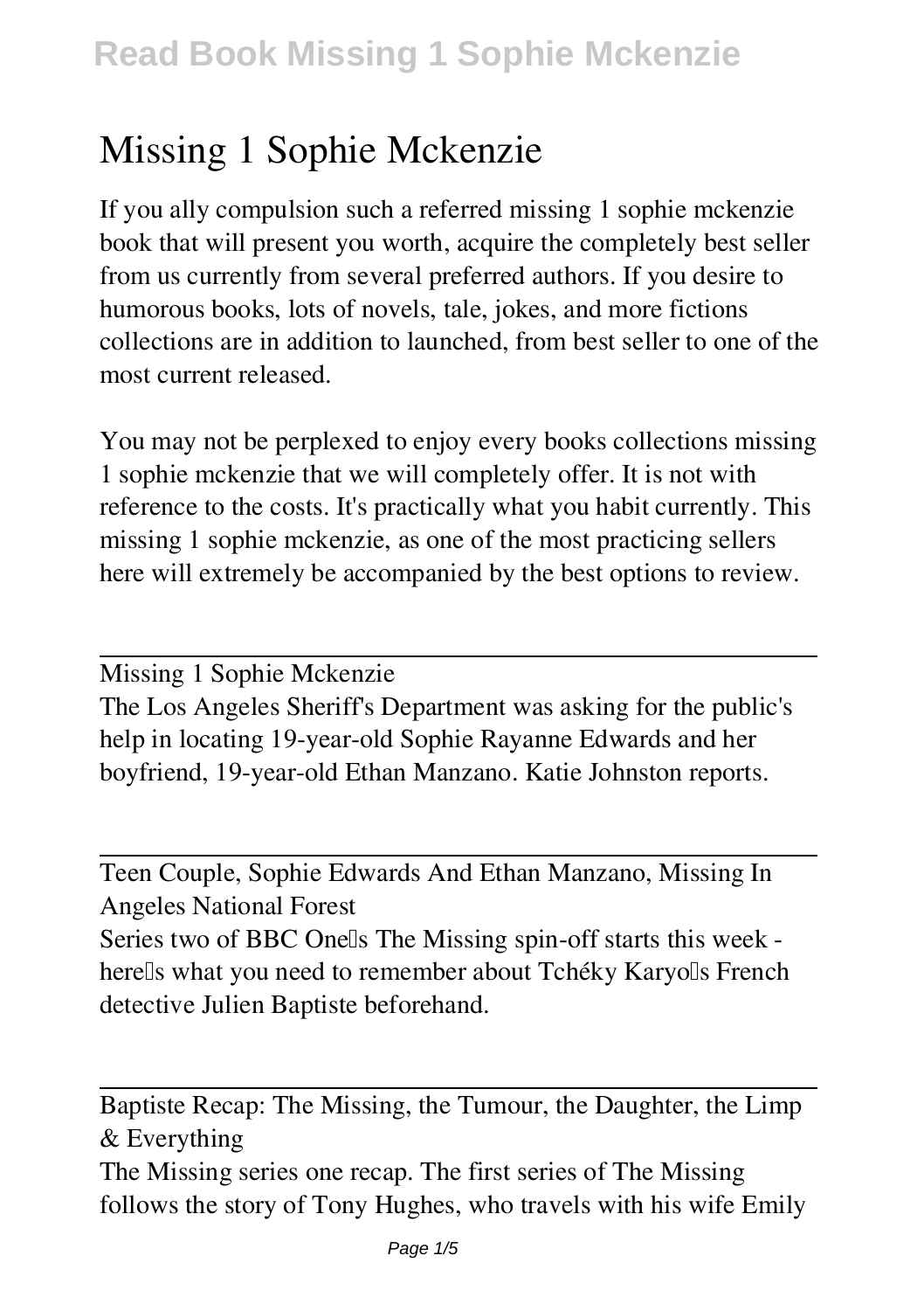# Missing 1 Sophie Mckenzie

If you ally compulsion such a referred missing 1 sophie mckenzie book that will present you worth, acquire the completely best seller from us currently from several preferred authors. If you desire to humorous books, lots of novels, tale, jokes, and more fictions collections are in addition to launched, from best seller to one of the most current released.

You may not be perplexed to enjoy every books collections missing 1 sophie mckenzie that we will completely offer. It is not with reference to the costs. It's practically what you habit currently. This missing 1 sophie mckenzie, as one of the most practicing sellers here will extremely be accompanied by the best options to review.

---

Missing 1 Sophie Mckenzie

The Los Angeles Sheriff's Department was asking for the public's help in locating 19-year-old Sophie Rayanne Edwards and her boyfriend, 19-year-old Ethan Manzano. Katie Johnston reports.

---

Teen Couple, Sophie Edwards And Ethan Manzano, Missing In Angeles National Forest

Series two of BBC One's The Missing spin-off starts this week - here's what you need to remember about Tchéky Karyo's French detective Julien Baptiste beforehand.

---

Baptiste Recap: The Missing, the Tumour, the Daughter, the Limp & Everything

The Missing series one recap. The first series of The Missing follows the story of Tony Hughes, who travels with his wife Emily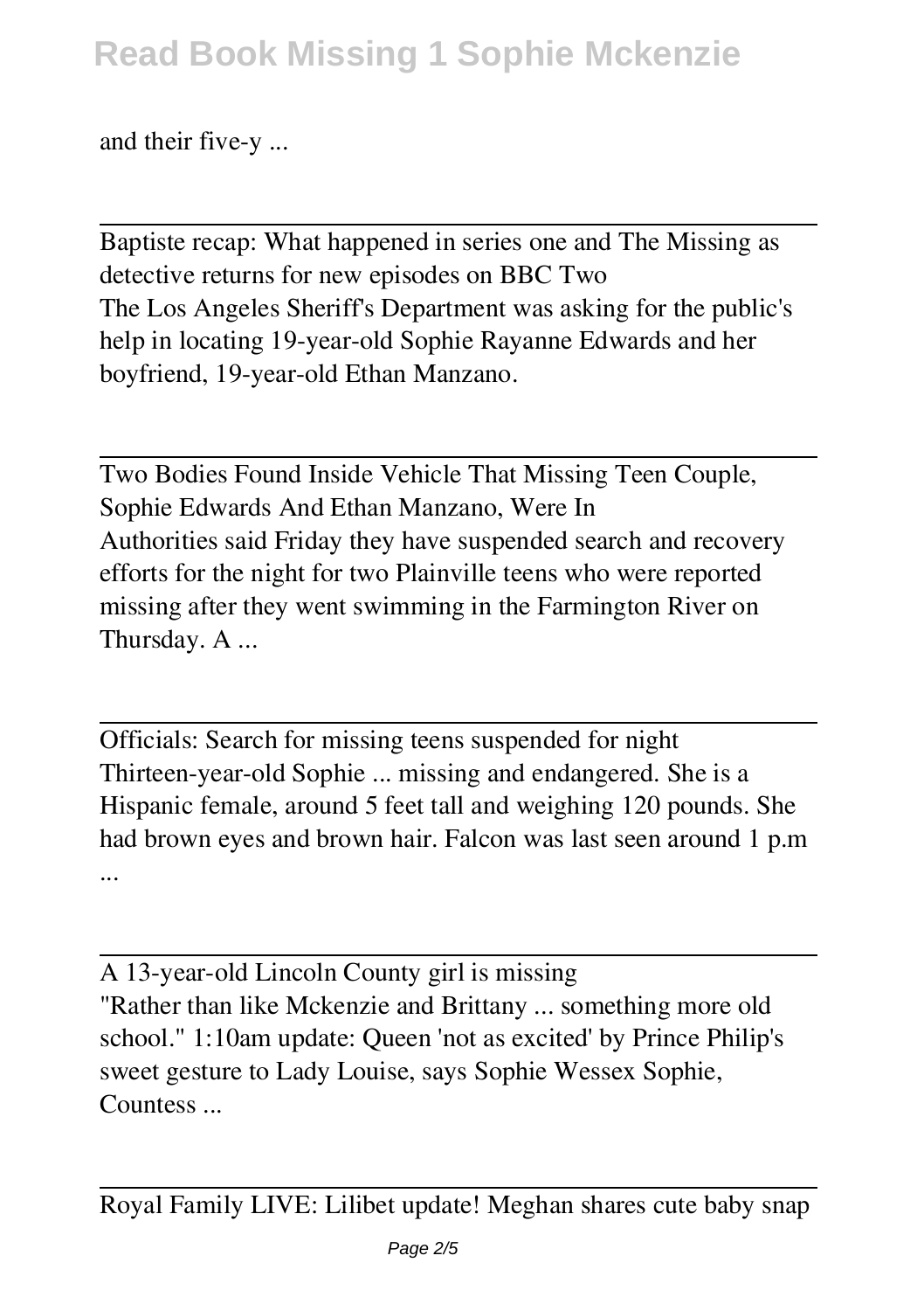and their five-y ...

---

Baptiste recap: What happened in series one and The Missing as detective returns for new episodes on BBC Two

The Los Angeles Sheriff's Department was asking for the public's help in locating 19-year-old Sophie Rayanne Edwards and her boyfriend, 19-year-old Ethan Manzano.

---

Two Bodies Found Inside Vehicle That Missing Teen Couple, Sophie Edwards And Ethan Manzano, Were In

Authorities said Friday they have suspended search and recovery efforts for the night for two Plainville teens who were reported missing after they went swimming in the Farmington River on Thursday. A ...

---

Officials: Search for missing teens suspended for night

Thirteen-year-old Sophie ... missing and endangered. She is a Hispanic female, around 5 feet tall and weighing 120 pounds. She had brown eyes and brown hair. Falcon was last seen around 1 p.m ...

---

A 13-year-old Lincoln County girl is missing

"Rather than like Mckenzie and Brittany ... something more old school." 1:10am update: Queen 'not as excited' by Prince Philip's sweet gesture to Lady Louise, says Sophie Wessex Sophie, Countess ...

---

Royal Family LIVE: Lilibet update! Meghan shares cute baby snap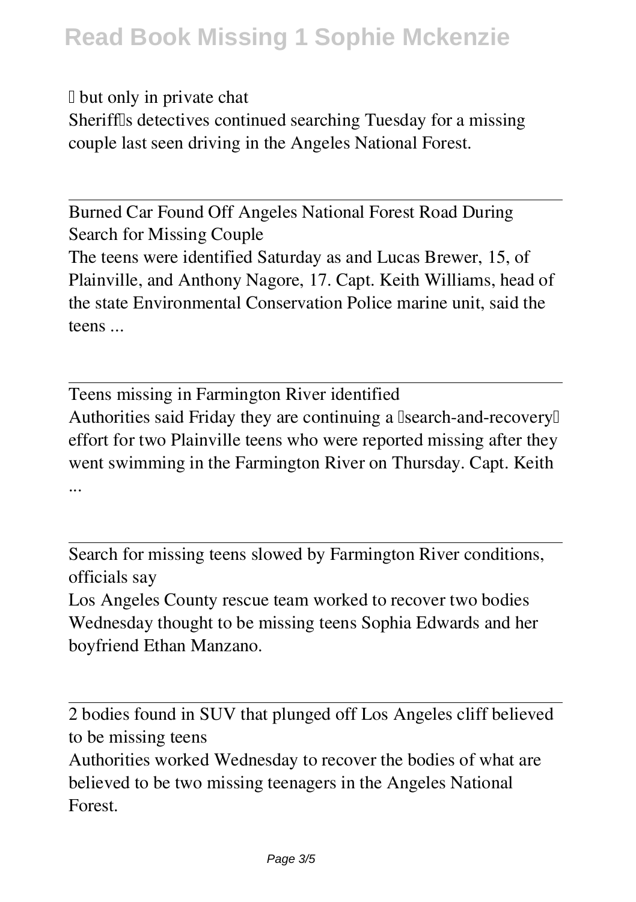– but only in private chat

Sheriff's detectives continued searching Tuesday for a missing couple last seen driving in the Angeles National Forest.

## Burned Car Found Off Angeles National Forest Road During Search for Missing Couple

The teens were identified Saturday as and Lucas Brewer, 15, of Plainville, and Anthony Nagore, 17. Capt. Keith Williams, head of the state Environmental Conservation Police marine unit, said the teens ...

## Teens missing in Farmington River identified

Authorities said Friday they are continuing a "search-and-recovery" effort for two Plainville teens who were reported missing after they went swimming in the Farmington River on Thursday. Capt. Keith ...

## Search for missing teens slowed by Farmington River conditions, officials say

Los Angeles County rescue team worked to recover two bodies Wednesday thought to be missing teens Sophia Edwards and her boyfriend Ethan Manzano.

## 2 bodies found in SUV that plunged off Los Angeles cliff believed to be missing teens

Authorities worked Wednesday to recover the bodies of what are believed to be two missing teenagers in the Angeles National Forest.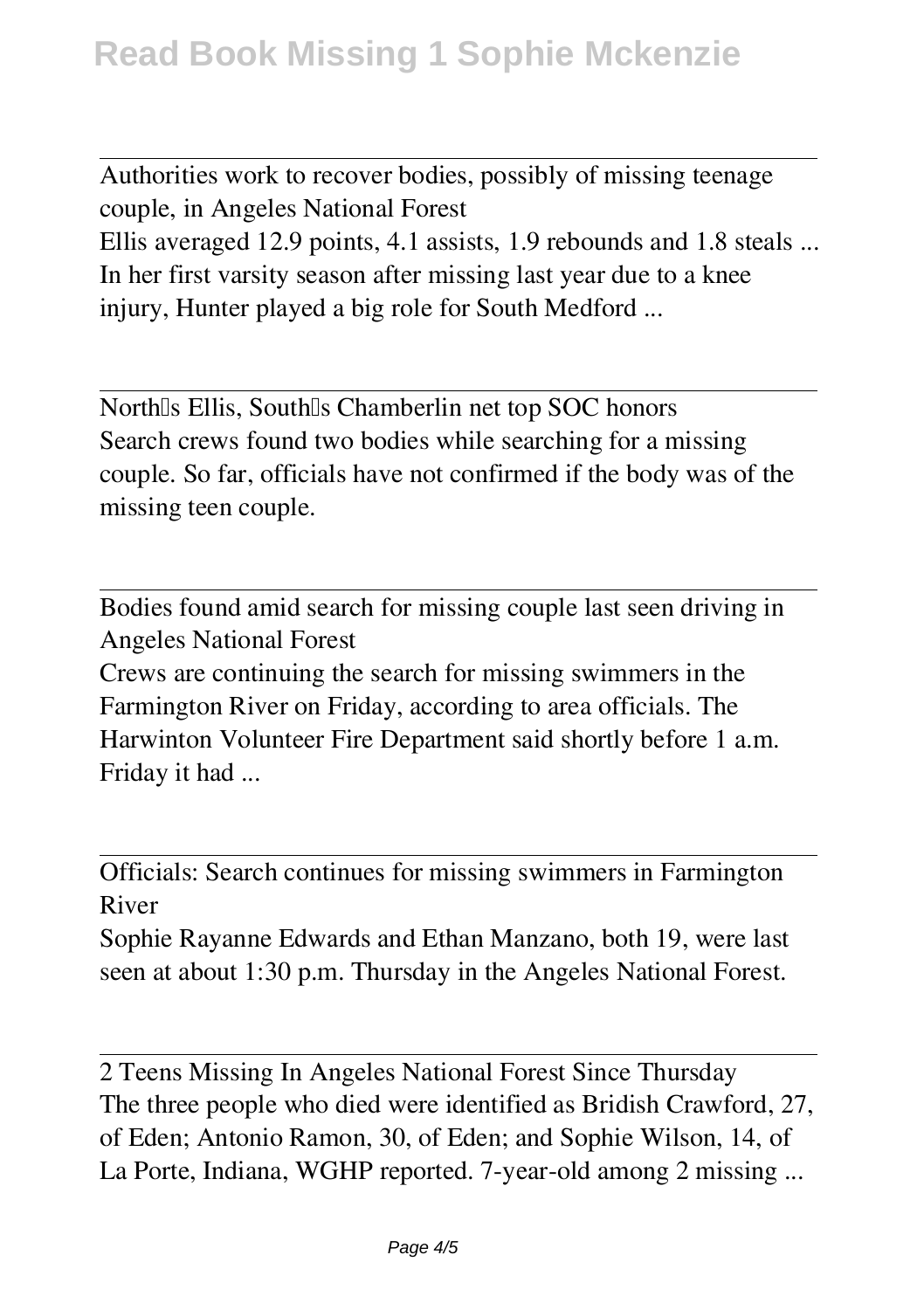Authorities work to recover bodies, possibly of missing teenage couple, in Angeles National Forest

Ellis averaged 12.9 points, 4.1 assists, 1.9 rebounds and 1.8 steals ... In her first varsity season after missing last year due to a knee injury, Hunter played a big role for South Medford ...

North's Ellis, South's Chamberlin net top SOC honors

Search crews found two bodies while searching for a missing couple. So far, officials have not confirmed if the body was of the missing teen couple.

Bodies found amid search for missing couple last seen driving in Angeles National Forest

Crews are continuing the search for missing swimmers in the Farmington River on Friday, according to area officials. The Harwinton Volunteer Fire Department said shortly before 1 a.m. Friday it had ...

Officials: Search continues for missing swimmers in Farmington River

Sophie Rayanne Edwards and Ethan Manzano, both 19, were last seen at about 1:30 p.m. Thursday in the Angeles National Forest.

2 Teens Missing In Angeles National Forest Since Thursday

The three people who died were identified as Bridish Crawford, 27, of Eden; Antonio Ramon, 30, of Eden; and Sophie Wilson, 14, of La Porte, Indiana, WGHP reported. 7-year-old among 2 missing ...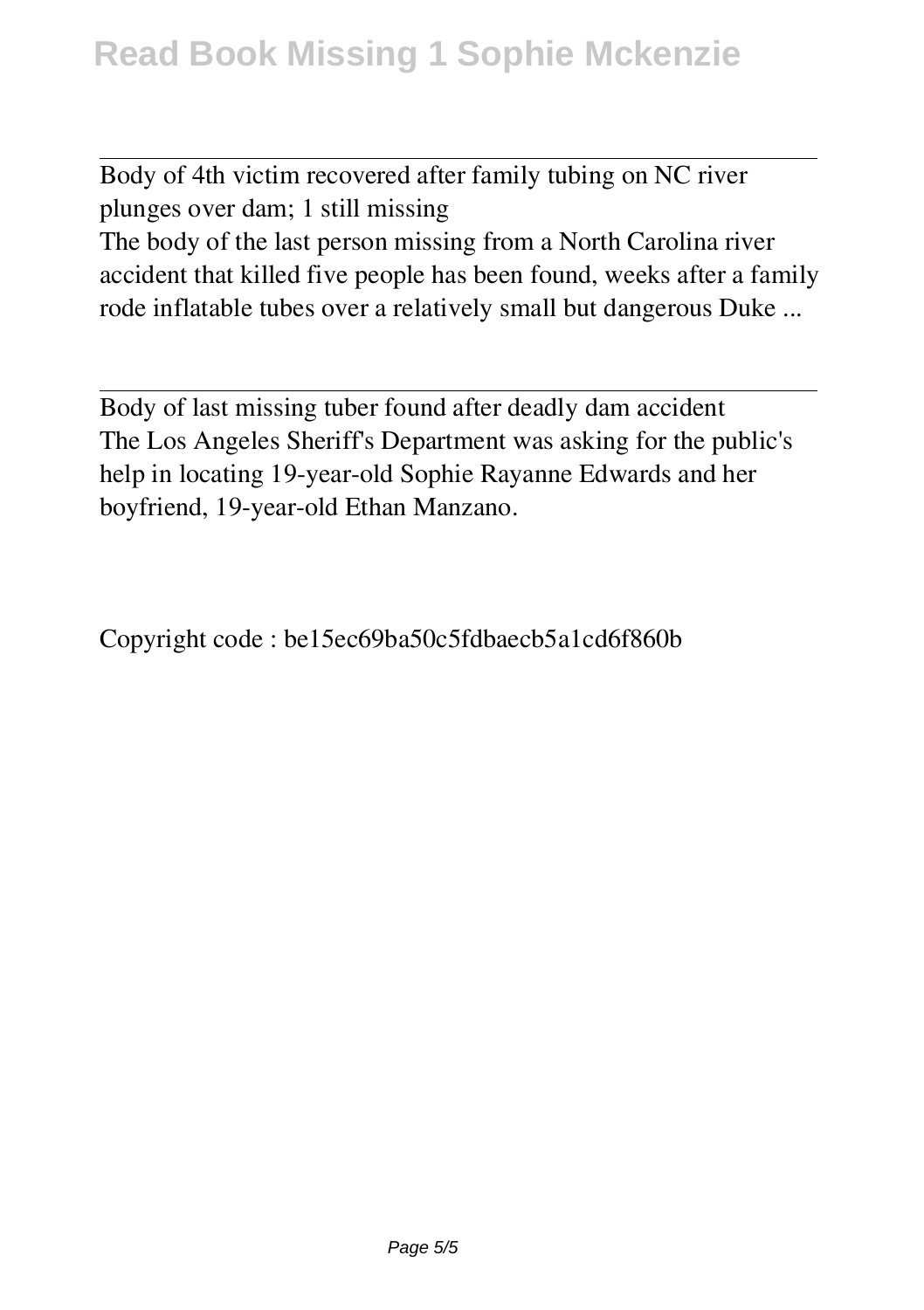Body of 4th victim recovered after family tubing on NC river plunges over dam; 1 still missing

The body of the last person missing from a North Carolina river accident that killed five people has been found, weeks after a family rode inflatable tubes over a relatively small but dangerous Duke ...

---

Body of last missing tuber found after deadly dam accident

The Los Angeles Sheriff's Department was asking for the public's help in locating 19-year-old Sophie Rayanne Edwards and her boyfriend, 19-year-old Ethan Manzano.

Copyright code : be15ec69ba50c5fdbaecb5a1cd6f860b